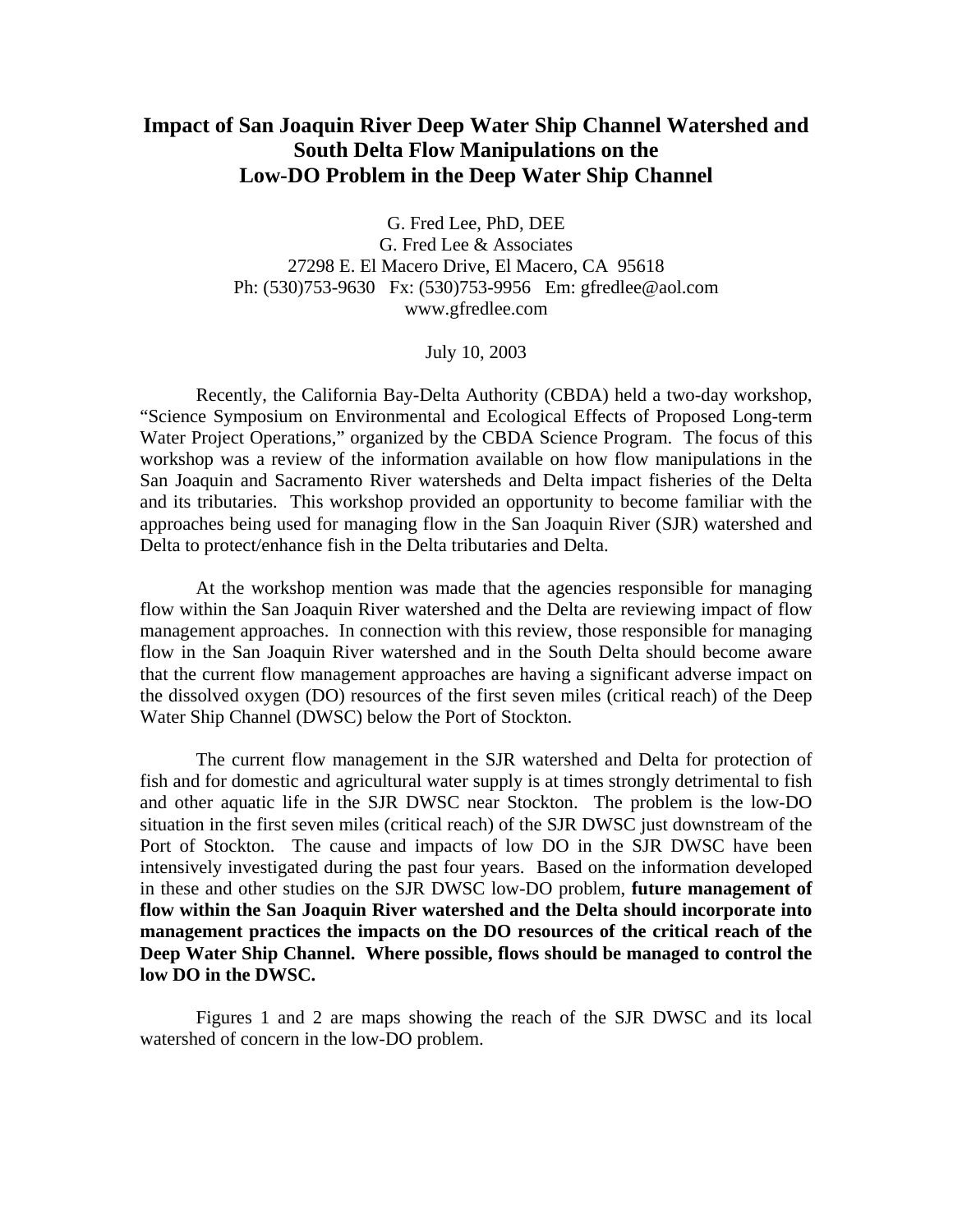# Impact of San Joaquin River Deep Water Ship Channel Watershed and South Delta Flow Manipulations on the Low-DO Problem in the Deep Water Ship Channel

G. Fred Lee, PhD, DEE
G. Fred Lee & Associates
27298 E. El Macero Drive, El Macero, CA 95618
Ph: (530)753-9630 Fx: (530)753-9956 Em: gfredlee@aol.com
www.gfredlee.com

July 10, 2003

Recently, the California Bay-Delta Authority (CBDA) held a two-day workshop, "Science Symposium on Environmental and Ecological Effects of Proposed Long-term Water Project Operations," organized by the CBDA Science Program. The focus of this workshop was a review of the information available on how flow manipulations in the San Joaquin and Sacramento River watersheds and Delta impact fisheries of the Delta and its tributaries. This workshop provided an opportunity to become familiar with the approaches being used for managing flow in the San Joaquin River (SJR) watershed and Delta to protect/enhance fish in the Delta tributaries and Delta.

At the workshop mention was made that the agencies responsible for managing flow within the San Joaquin River watershed and the Delta are reviewing impact of flow management approaches. In connection with this review, those responsible for managing flow in the San Joaquin River watershed and in the South Delta should become aware that the current flow management approaches are having a significant adverse impact on the dissolved oxygen (DO) resources of the first seven miles (critical reach) of the Deep Water Ship Channel (DWSC) below the Port of Stockton.

The current flow management in the SJR watershed and Delta for protection of fish and for domestic and agricultural water supply is at times strongly detrimental to fish and other aquatic life in the SJR DWSC near Stockton. The problem is the low-DO situation in the first seven miles (critical reach) of the SJR DWSC just downstream of the Port of Stockton. The cause and impacts of low DO in the SJR DWSC have been intensively investigated during the past four years. Based on the information developed in these and other studies on the SJR DWSC low-DO problem, **future management of flow within the San Joaquin River watershed and the Delta should incorporate into management practices the impacts on the DO resources of the critical reach of the Deep Water Ship Channel. Where possible, flows should be managed to control the low DO in the DWSC.**

Figures 1 and 2 are maps showing the reach of the SJR DWSC and its local watershed of concern in the low-DO problem.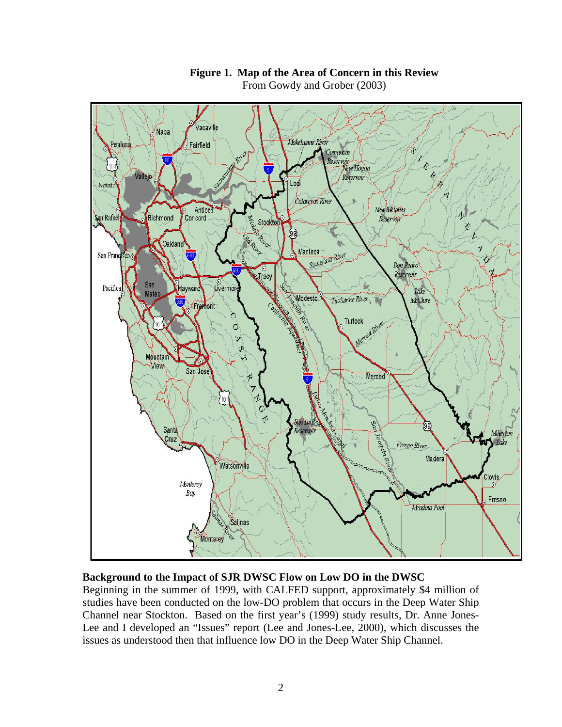**Figure 1. Map of the Area of Concern in this Review**
From Gowdy and Grober (2003)

**Background to the Impact of SJR DWSC Flow on Low DO in the DWSC**

Beginning in the summer of 1999, with CALFED support, approximately $4 million of studies have been conducted on the low-DO problem that occurs in the Deep Water Ship Channel near Stockton. Based on the first year's (1999) study results, Dr. Anne Jones-Lee and I developed an "Issues" report (Lee and Jones-Lee, 2000), which discusses the issues as understood then that influence low DO in the Deep Water Ship Channel.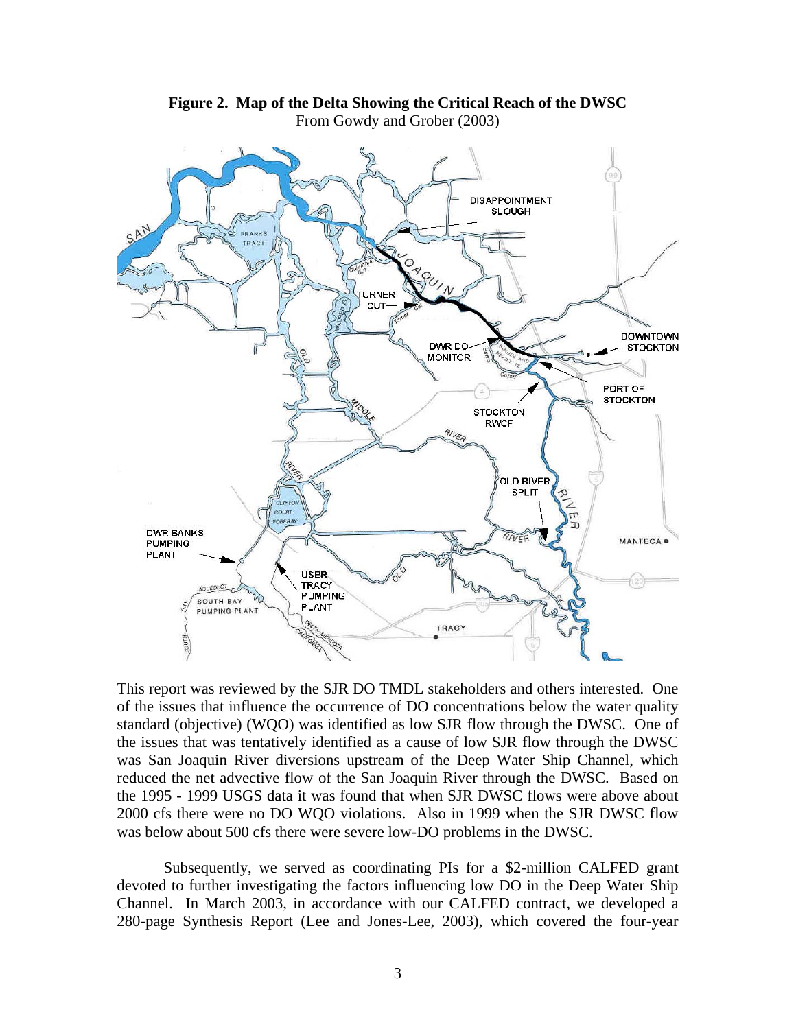**Figure 2. Map of the Delta Showing the Critical Reach of the DWSC**
From Gowdy and Grober (2003)

This report was reviewed by the SJR DO TMDL stakeholders and others interested. One of the issues that influence the occurrence of DO concentrations below the water quality standard (objective) (WQO) was identified as low SJR flow through the DWSC. One of the issues that was tentatively identified as a cause of low SJR flow through the DWSC was San Joaquin River diversions upstream of the Deep Water Ship Channel, which reduced the net advective flow of the San Joaquin River through the DWSC. Based on the 1995 - 1999 USGS data it was found that when SJR DWSC flows were above about 2000 cfs there were no DO WQO violations. Also in 1999 when the SJR DWSC flow was below about 500 cfs there were severe low-DO problems in the DWSC.

Subsequently, we served as coordinating PIs for a $2-million CALFED grant devoted to further investigating the factors influencing low DO in the Deep Water Ship Channel. In March 2003, in accordance with our CALFED contract, we developed a 280-page Synthesis Report (Lee and Jones-Lee, 2003), which covered the four-year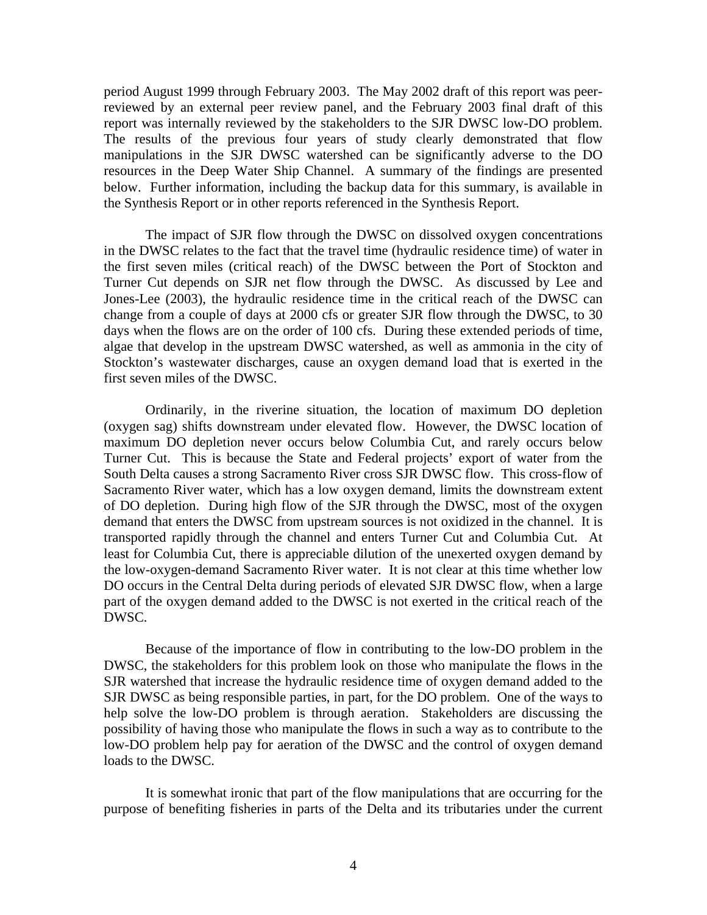period August 1999 through February 2003. The May 2002 draft of this report was peer-reviewed by an external peer review panel, and the February 2003 final draft of this report was internally reviewed by the stakeholders to the SJR DWSC low-DO problem. The results of the previous four years of study clearly demonstrated that flow manipulations in the SJR DWSC watershed can be significantly adverse to the DO resources in the Deep Water Ship Channel. A summary of the findings are presented below. Further information, including the backup data for this summary, is available in the Synthesis Report or in other reports referenced in the Synthesis Report.

The impact of SJR flow through the DWSC on dissolved oxygen concentrations in the DWSC relates to the fact that the travel time (hydraulic residence time) of water in the first seven miles (critical reach) of the DWSC between the Port of Stockton and Turner Cut depends on SJR net flow through the DWSC. As discussed by Lee and Jones-Lee (2003), the hydraulic residence time in the critical reach of the DWSC can change from a couple of days at 2000 cfs or greater SJR flow through the DWSC, to 30 days when the flows are on the order of 100 cfs. During these extended periods of time, algae that develop in the upstream DWSC watershed, as well as ammonia in the city of Stockton's wastewater discharges, cause an oxygen demand load that is exerted in the first seven miles of the DWSC.

Ordinarily, in the riverine situation, the location of maximum DO depletion (oxygen sag) shifts downstream under elevated flow. However, the DWSC location of maximum DO depletion never occurs below Columbia Cut, and rarely occurs below Turner Cut. This is because the State and Federal projects' export of water from the South Delta causes a strong Sacramento River cross SJR DWSC flow. This cross-flow of Sacramento River water, which has a low oxygen demand, limits the downstream extent of DO depletion. During high flow of the SJR through the DWSC, most of the oxygen demand that enters the DWSC from upstream sources is not oxidized in the channel. It is transported rapidly through the channel and enters Turner Cut and Columbia Cut. At least for Columbia Cut, there is appreciable dilution of the unexerted oxygen demand by the low-oxygen-demand Sacramento River water. It is not clear at this time whether low DO occurs in the Central Delta during periods of elevated SJR DWSC flow, when a large part of the oxygen demand added to the DWSC is not exerted in the critical reach of the DWSC.

Because of the importance of flow in contributing to the low-DO problem in the DWSC, the stakeholders for this problem look on those who manipulate the flows in the SJR watershed that increase the hydraulic residence time of oxygen demand added to the SJR DWSC as being responsible parties, in part, for the DO problem. One of the ways to help solve the low-DO problem is through aeration. Stakeholders are discussing the possibility of having those who manipulate the flows in such a way as to contribute to the low-DO problem help pay for aeration of the DWSC and the control of oxygen demand loads to the DWSC.

It is somewhat ironic that part of the flow manipulations that are occurring for the purpose of benefiting fisheries in parts of the Delta and its tributaries under the current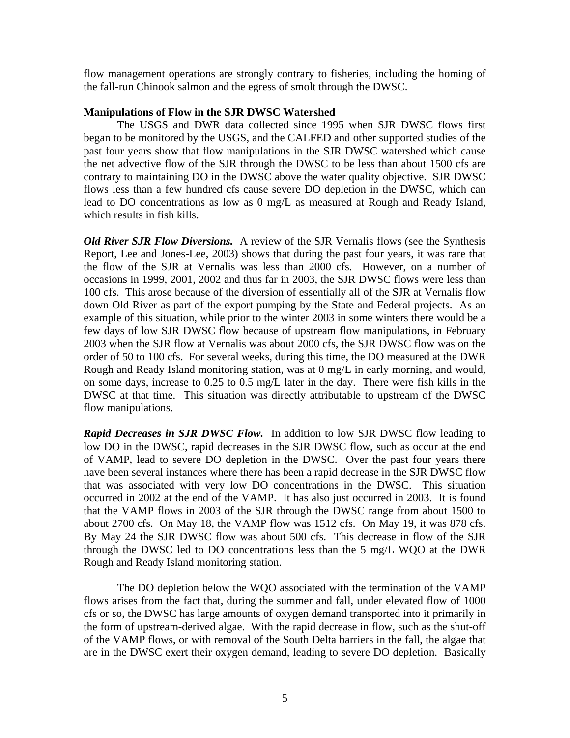flow management operations are strongly contrary to fisheries, including the homing of the fall-run Chinook salmon and the egress of smolt through the DWSC.

**Manipulations of Flow in the SJR DWSC Watershed**

The USGS and DWR data collected since 1995 when SJR DWSC flows first began to be monitored by the USGS, and the CALFED and other supported studies of the past four years show that flow manipulations in the SJR DWSC watershed which cause the net advective flow of the SJR through the DWSC to be less than about 1500 cfs are contrary to maintaining DO in the DWSC above the water quality objective. SJR DWSC flows less than a few hundred cfs cause severe DO depletion in the DWSC, which can lead to DO concentrations as low as 0 mg/L as measured at Rough and Ready Island, which results in fish kills.

***Old River SJR Flow Diversions.*** A review of the SJR Vernalis flows (see the Synthesis Report, Lee and Jones-Lee, 2003) shows that during the past four years, it was rare that the flow of the SJR at Vernalis was less than 2000 cfs. However, on a number of occasions in 1999, 2001, 2002 and thus far in 2003, the SJR DWSC flows were less than 100 cfs. This arose because of the diversion of essentially all of the SJR at Vernalis flow down Old River as part of the export pumping by the State and Federal projects. As an example of this situation, while prior to the winter 2003 in some winters there would be a few days of low SJR DWSC flow because of upstream flow manipulations, in February 2003 when the SJR flow at Vernalis was about 2000 cfs, the SJR DWSC flow was on the order of 50 to 100 cfs. For several weeks, during this time, the DO measured at the DWR Rough and Ready Island monitoring station, was at 0 mg/L in early morning, and would, on some days, increase to 0.25 to 0.5 mg/L later in the day. There were fish kills in the DWSC at that time. This situation was directly attributable to upstream of the DWSC flow manipulations.

***Rapid Decreases in SJR DWSC Flow.*** In addition to low SJR DWSC flow leading to low DO in the DWSC, rapid decreases in the SJR DWSC flow, such as occur at the end of VAMP, lead to severe DO depletion in the DWSC. Over the past four years there have been several instances where there has been a rapid decrease in the SJR DWSC flow that was associated with very low DO concentrations in the DWSC. This situation occurred in 2002 at the end of the VAMP. It has also just occurred in 2003. It is found that the VAMP flows in 2003 of the SJR through the DWSC range from about 1500 to about 2700 cfs. On May 18, the VAMP flow was 1512 cfs. On May 19, it was 878 cfs. By May 24 the SJR DWSC flow was about 500 cfs. This decrease in flow of the SJR through the DWSC led to DO concentrations less than the 5 mg/L WQO at the DWR Rough and Ready Island monitoring station.

The DO depletion below the WQO associated with the termination of the VAMP flows arises from the fact that, during the summer and fall, under elevated flow of 1000 cfs or so, the DWSC has large amounts of oxygen demand transported into it primarily in the form of upstream-derived algae. With the rapid decrease in flow, such as the shut-off of the VAMP flows, or with removal of the South Delta barriers in the fall, the algae that are in the DWSC exert their oxygen demand, leading to severe DO depletion. Basically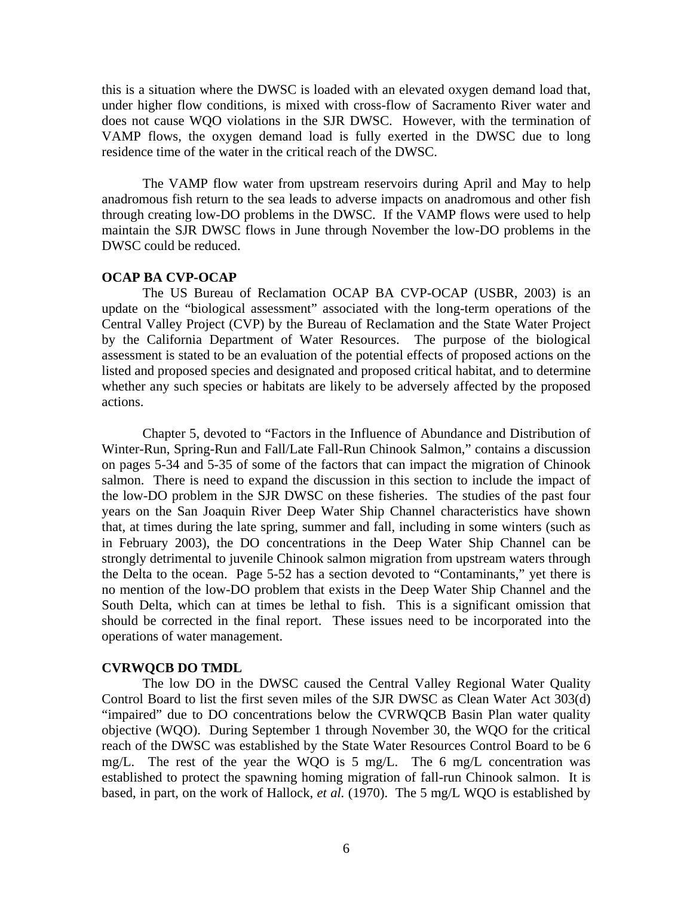this is a situation where the DWSC is loaded with an elevated oxygen demand load that, under higher flow conditions, is mixed with cross-flow of Sacramento River water and does not cause WQO violations in the SJR DWSC. However, with the termination of VAMP flows, the oxygen demand load is fully exerted in the DWSC due to long residence time of the water in the critical reach of the DWSC.

The VAMP flow water from upstream reservoirs during April and May to help anadromous fish return to the sea leads to adverse impacts on anadromous and other fish through creating low-DO problems in the DWSC. If the VAMP flows were used to help maintain the SJR DWSC flows in June through November the low-DO problems in the DWSC could be reduced.

**OCAP BA CVP-OCAP**

The US Bureau of Reclamation OCAP BA CVP-OCAP (USBR, 2003) is an update on the "biological assessment" associated with the long-term operations of the Central Valley Project (CVP) by the Bureau of Reclamation and the State Water Project by the California Department of Water Resources. The purpose of the biological assessment is stated to be an evaluation of the potential effects of proposed actions on the listed and proposed species and designated and proposed critical habitat, and to determine whether any such species or habitats are likely to be adversely affected by the proposed actions.

Chapter 5, devoted to "Factors in the Influence of Abundance and Distribution of Winter-Run, Spring-Run and Fall/Late Fall-Run Chinook Salmon," contains a discussion on pages 5-34 and 5-35 of some of the factors that can impact the migration of Chinook salmon. There is need to expand the discussion in this section to include the impact of the low-DO problem in the SJR DWSC on these fisheries. The studies of the past four years on the San Joaquin River Deep Water Ship Channel characteristics have shown that, at times during the late spring, summer and fall, including in some winters (such as in February 2003), the DO concentrations in the Deep Water Ship Channel can be strongly detrimental to juvenile Chinook salmon migration from upstream waters through the Delta to the ocean. Page 5-52 has a section devoted to "Contaminants," yet there is no mention of the low-DO problem that exists in the Deep Water Ship Channel and the South Delta, which can at times be lethal to fish. This is a significant omission that should be corrected in the final report. These issues need to be incorporated into the operations of water management.

**CVRWQCB DO TMDL**

The low DO in the DWSC caused the Central Valley Regional Water Quality Control Board to list the first seven miles of the SJR DWSC as Clean Water Act 303(d) "impaired" due to DO concentrations below the CVRWQCB Basin Plan water quality objective (WQO). During September 1 through November 30, the WQO for the critical reach of the DWSC was established by the State Water Resources Control Board to be 6 mg/L. The rest of the year the WQO is 5 mg/L. The 6 mg/L concentration was established to protect the spawning homing migration of fall-run Chinook salmon. It is based, in part, on the work of Hallock, *et al.* (1970). The 5 mg/L WQO is established by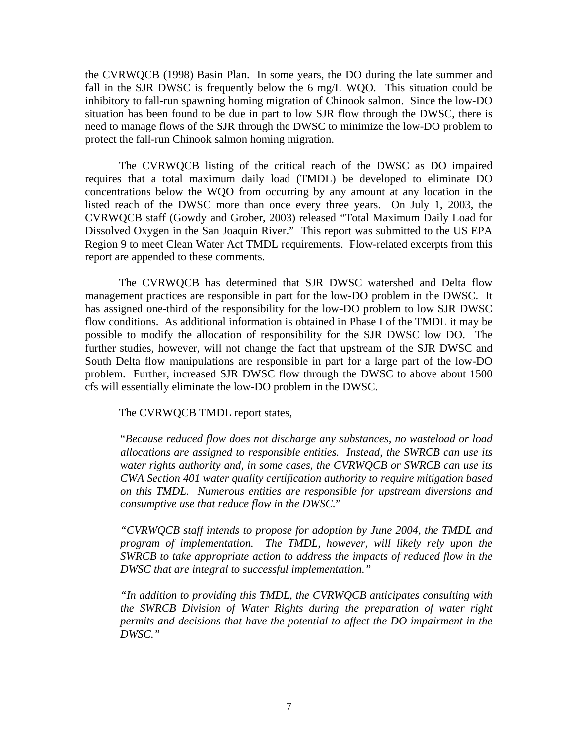the CVRWQCB (1998) Basin Plan. In some years, the DO during the late summer and fall in the SJR DWSC is frequently below the 6 mg/L WQO. This situation could be inhibitory to fall-run spawning homing migration of Chinook salmon. Since the low-DO situation has been found to be due in part to low SJR flow through the DWSC, there is need to manage flows of the SJR through the DWSC to minimize the low-DO problem to protect the fall-run Chinook salmon homing migration.

The CVRWQCB listing of the critical reach of the DWSC as DO impaired requires that a total maximum daily load (TMDL) be developed to eliminate DO concentrations below the WQO from occurring by any amount at any location in the listed reach of the DWSC more than once every three years. On July 1, 2003, the CVRWQCB staff (Gowdy and Grober, 2003) released "Total Maximum Daily Load for Dissolved Oxygen in the San Joaquin River." This report was submitted to the US EPA Region 9 to meet Clean Water Act TMDL requirements. Flow-related excerpts from this report are appended to these comments.

The CVRWQCB has determined that SJR DWSC watershed and Delta flow management practices are responsible in part for the low-DO problem in the DWSC. It has assigned one-third of the responsibility for the low-DO problem to low SJR DWSC flow conditions. As additional information is obtained in Phase I of the TMDL it may be possible to modify the allocation of responsibility for the SJR DWSC low DO. The further studies, however, will not change the fact that upstream of the SJR DWSC and South Delta flow manipulations are responsible in part for a large part of the low-DO problem. Further, increased SJR DWSC flow through the DWSC to above about 1500 cfs will essentially eliminate the low-DO problem in the DWSC.

The CVRWQCB TMDL report states,

> "*Because reduced flow does not discharge any substances, no wasteload or load allocations are assigned to responsible entities. Instead, the SWRCB can use its water rights authority and, in some cases, the CVRWQCB or SWRCB can use its CWA Section 401 water quality certification authority to require mitigation based on this TMDL. Numerous entities are responsible for upstream diversions and consumptive use that reduce flow in the DWSC.*"

> *"CVRWQCB staff intends to propose for adoption by June 2004, the TMDL and program of implementation. The TMDL, however, will likely rely upon the SWRCB to take appropriate action to address the impacts of reduced flow in the DWSC that are integral to successful implementation."*

> *"In addition to providing this TMDL, the CVRWQCB anticipates consulting with the SWRCB Division of Water Rights during the preparation of water right permits and decisions that have the potential to affect the DO impairment in the DWSC."*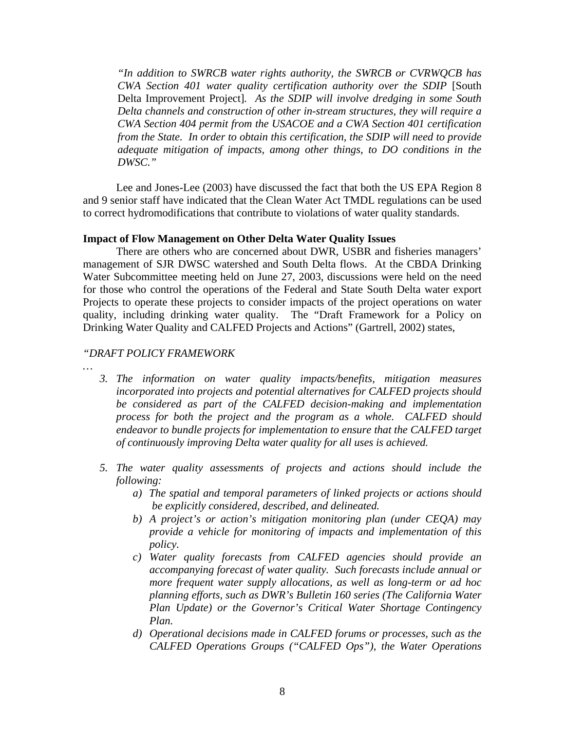*"In addition to SWRCB water rights authority, the SWRCB or CVRWQCB has CWA Section 401 water quality certification authority over the SDIP* [South Delta Improvement Project]*. As the SDIP will involve dredging in some South Delta channels and construction of other in-stream structures, they will require a CWA Section 404 permit from the USACOE and a CWA Section 401 certification from the State. In order to obtain this certification, the SDIP will need to provide adequate mitigation of impacts, among other things, to DO conditions in the DWSC."*

Lee and Jones-Lee (2003) have discussed the fact that both the US EPA Region 8 and 9 senior staff have indicated that the Clean Water Act TMDL regulations can be used to correct hydromodifications that contribute to violations of water quality standards.

**Impact of Flow Management on Other Delta Water Quality Issues**

There are others who are concerned about DWR, USBR and fisheries managers' management of SJR DWSC watershed and South Delta flows. At the CBDA Drinking Water Subcommittee meeting held on June 27, 2003, discussions were held on the need for those who control the operations of the Federal and State South Delta water export Projects to operate these projects to consider impacts of the project operations on water quality, including drinking water quality. The "Draft Framework for a Policy on Drinking Water Quality and CALFED Projects and Actions" (Gartrell, 2002) states,

*"DRAFT POLICY FRAMEWORK*

…

3. *The information on water quality impacts/benefits, mitigation measures incorporated into projects and potential alternatives for CALFED projects should be considered as part of the CALFED decision-making and implementation process for both the project and the program as a whole. CALFED should endeavor to bundle projects for implementation to ensure that the CALFED target of continuously improving Delta water quality for all uses is achieved.*

5. *The water quality assessments of projects and actions should include the following:*
   a) *The spatial and temporal parameters of linked projects or actions should be explicitly considered, described, and delineated.*
   b) *A project's or action's mitigation monitoring plan (under CEQA) may provide a vehicle for monitoring of impacts and implementation of this policy.*
   c) *Water quality forecasts from CALFED agencies should provide an accompanying forecast of water quality. Such forecasts include annual or more frequent water supply allocations, as well as long-term or ad hoc planning efforts, such as DWR's Bulletin 160 series (The California Water Plan Update) or the Governor's Critical Water Shortage Contingency Plan.*
   d) *Operational decisions made in CALFED forums or processes, such as the CALFED Operations Groups ("CALFED Ops"), the Water Operations*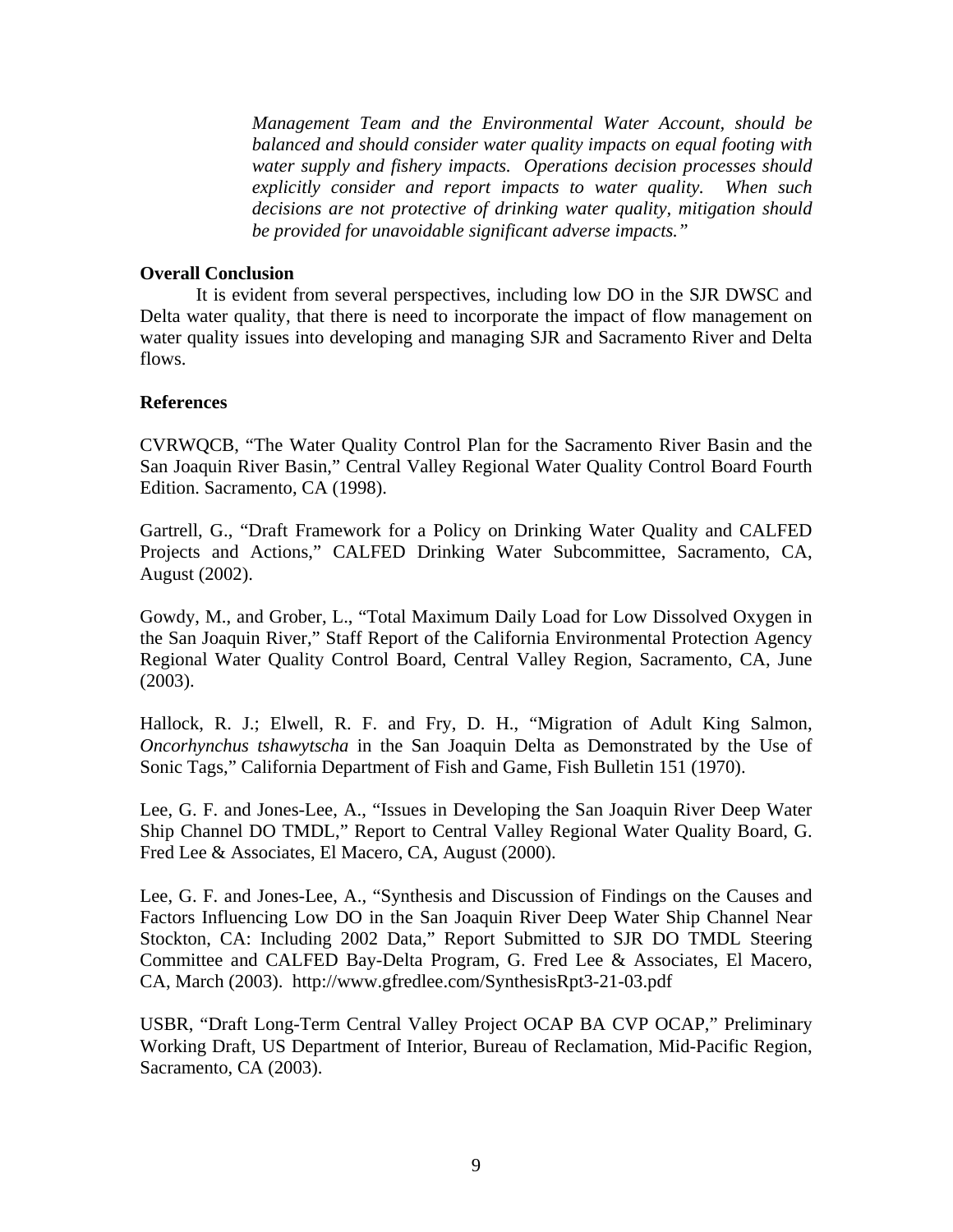> *Management Team and the Environmental Water Account, should be balanced and should consider water quality impacts on equal footing with water supply and fishery impacts. Operations decision processes should explicitly consider and report impacts to water quality. When such decisions are not protective of drinking water quality, mitigation should be provided for unavoidable significant adverse impacts."*

**Overall Conclusion**

It is evident from several perspectives, including low DO in the SJR DWSC and Delta water quality, that there is need to incorporate the impact of flow management on water quality issues into developing and managing SJR and Sacramento River and Delta flows.

**References**

CVRWQCB, "The Water Quality Control Plan for the Sacramento River Basin and the San Joaquin River Basin," Central Valley Regional Water Quality Control Board Fourth Edition. Sacramento, CA (1998).

Gartrell, G., "Draft Framework for a Policy on Drinking Water Quality and CALFED Projects and Actions," CALFED Drinking Water Subcommittee, Sacramento, CA, August (2002).

Gowdy, M., and Grober, L., "Total Maximum Daily Load for Low Dissolved Oxygen in the San Joaquin River," Staff Report of the California Environmental Protection Agency Regional Water Quality Control Board, Central Valley Region, Sacramento, CA, June (2003).

Hallock, R. J.; Elwell, R. F. and Fry, D. H., "Migration of Adult King Salmon, *Oncorhynchus tshawytscha* in the San Joaquin Delta as Demonstrated by the Use of Sonic Tags," California Department of Fish and Game, Fish Bulletin 151 (1970).

Lee, G. F. and Jones-Lee, A., "Issues in Developing the San Joaquin River Deep Water Ship Channel DO TMDL," Report to Central Valley Regional Water Quality Board, G. Fred Lee & Associates, El Macero, CA, August (2000).

Lee, G. F. and Jones-Lee, A., "Synthesis and Discussion of Findings on the Causes and Factors Influencing Low DO in the San Joaquin River Deep Water Ship Channel Near Stockton, CA: Including 2002 Data," Report Submitted to SJR DO TMDL Steering Committee and CALFED Bay-Delta Program, G. Fred Lee & Associates, El Macero, CA, March (2003). http://www.gfredlee.com/SynthesisRpt3-21-03.pdf

USBR, "Draft Long-Term Central Valley Project OCAP BA CVP OCAP," Preliminary Working Draft, US Department of Interior, Bureau of Reclamation, Mid-Pacific Region, Sacramento, CA (2003).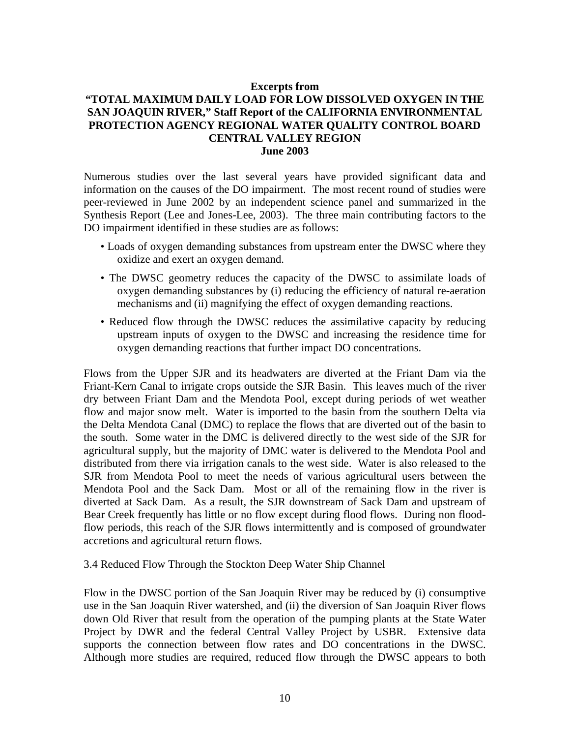**Excerpts from**

**"TOTAL MAXIMUM DAILY LOAD FOR LOW DISSOLVED OXYGEN IN THE SAN JOAQUIN RIVER," Staff Report of the CALIFORNIA ENVIRONMENTAL PROTECTION AGENCY REGIONAL WATER QUALITY CONTROL BOARD CENTRAL VALLEY REGION**

**June 2003**

Numerous studies over the last several years have provided significant data and information on the causes of the DO impairment. The most recent round of studies were peer-reviewed in June 2002 by an independent science panel and summarized in the Synthesis Report (Lee and Jones-Lee, 2003). The three main contributing factors to the DO impairment identified in these studies are as follows:

- Loads of oxygen demanding substances from upstream enter the DWSC where they oxidize and exert an oxygen demand.
- The DWSC geometry reduces the capacity of the DWSC to assimilate loads of oxygen demanding substances by (i) reducing the efficiency of natural re-aeration mechanisms and (ii) magnifying the effect of oxygen demanding reactions.
- Reduced flow through the DWSC reduces the assimilative capacity by reducing upstream inputs of oxygen to the DWSC and increasing the residence time for oxygen demanding reactions that further impact DO concentrations.

Flows from the Upper SJR and its headwaters are diverted at the Friant Dam via the Friant-Kern Canal to irrigate crops outside the SJR Basin. This leaves much of the river dry between Friant Dam and the Mendota Pool, except during periods of wet weather flow and major snow melt. Water is imported to the basin from the southern Delta via the Delta Mendota Canal (DMC) to replace the flows that are diverted out of the basin to the south. Some water in the DMC is delivered directly to the west side of the SJR for agricultural supply, but the majority of DMC water is delivered to the Mendota Pool and distributed from there via irrigation canals to the west side. Water is also released to the SJR from Mendota Pool to meet the needs of various agricultural users between the Mendota Pool and the Sack Dam. Most or all of the remaining flow in the river is diverted at Sack Dam. As a result, the SJR downstream of Sack Dam and upstream of Bear Creek frequently has little or no flow except during flood flows. During non flood-flow periods, this reach of the SJR flows intermittently and is composed of groundwater accretions and agricultural return flows.

3.4 Reduced Flow Through the Stockton Deep Water Ship Channel

Flow in the DWSC portion of the San Joaquin River may be reduced by (i) consumptive use in the San Joaquin River watershed, and (ii) the diversion of San Joaquin River flows down Old River that result from the operation of the pumping plants at the State Water Project by DWR and the federal Central Valley Project by USBR. Extensive data supports the connection between flow rates and DO concentrations in the DWSC. Although more studies are required, reduced flow through the DWSC appears to both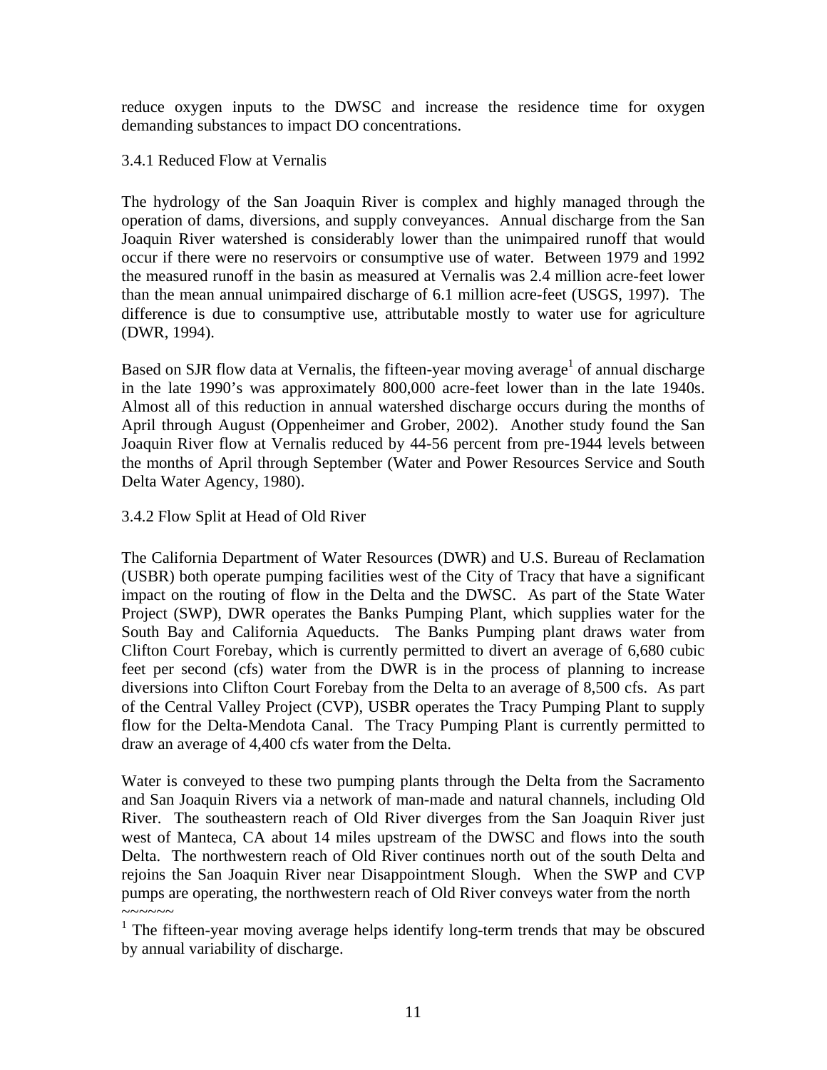reduce oxygen inputs to the DWSC and increase the residence time for oxygen demanding substances to impact DO concentrations.

### 3.4.1 Reduced Flow at Vernalis

The hydrology of the San Joaquin River is complex and highly managed through the operation of dams, diversions, and supply conveyances. Annual discharge from the San Joaquin River watershed is considerably lower than the unimpaired runoff that would occur if there were no reservoirs or consumptive use of water. Between 1979 and 1992 the measured runoff in the basin as measured at Vernalis was 2.4 million acre-feet lower than the mean annual unimpaired discharge of 6.1 million acre-feet (USGS, 1997). The difference is due to consumptive use, attributable mostly to water use for agriculture (DWR, 1994).

Based on SJR flow data at Vernalis, the fifteen-year moving average[1] of annual discharge in the late 1990's was approximately 800,000 acre-feet lower than in the late 1940s. Almost all of this reduction in annual watershed discharge occurs during the months of April through August (Oppenheimer and Grober, 2002). Another study found the San Joaquin River flow at Vernalis reduced by 44-56 percent from pre-1944 levels between the months of April through September (Water and Power Resources Service and South Delta Water Agency, 1980).

### 3.4.2 Flow Split at Head of Old River

The California Department of Water Resources (DWR) and U.S. Bureau of Reclamation (USBR) both operate pumping facilities west of the City of Tracy that have a significant impact on the routing of flow in the Delta and the DWSC. As part of the State Water Project (SWP), DWR operates the Banks Pumping Plant, which supplies water for the South Bay and California Aqueducts. The Banks Pumping plant draws water from Clifton Court Forebay, which is currently permitted to divert an average of 6,680 cubic feet per second (cfs) water from the DWR is in the process of planning to increase diversions into Clifton Court Forebay from the Delta to an average of 8,500 cfs. As part of the Central Valley Project (CVP), USBR operates the Tracy Pumping Plant to supply flow for the Delta-Mendota Canal. The Tracy Pumping Plant is currently permitted to draw an average of 4,400 cfs water from the Delta.

Water is conveyed to these two pumping plants through the Delta from the Sacramento and San Joaquin Rivers via a network of man-made and natural channels, including Old River. The southeastern reach of Old River diverges from the San Joaquin River just west of Manteca, CA about 14 miles upstream of the DWSC and flows into the south Delta. The northwestern reach of Old River continues north out of the south Delta and rejoins the San Joaquin River near Disappointment Slough. When the SWP and CVP pumps are operating, the northwestern reach of Old River conveys water from the north

~~~~~~

[1] The fifteen-year moving average helps identify long-term trends that may be obscured by annual variability of discharge.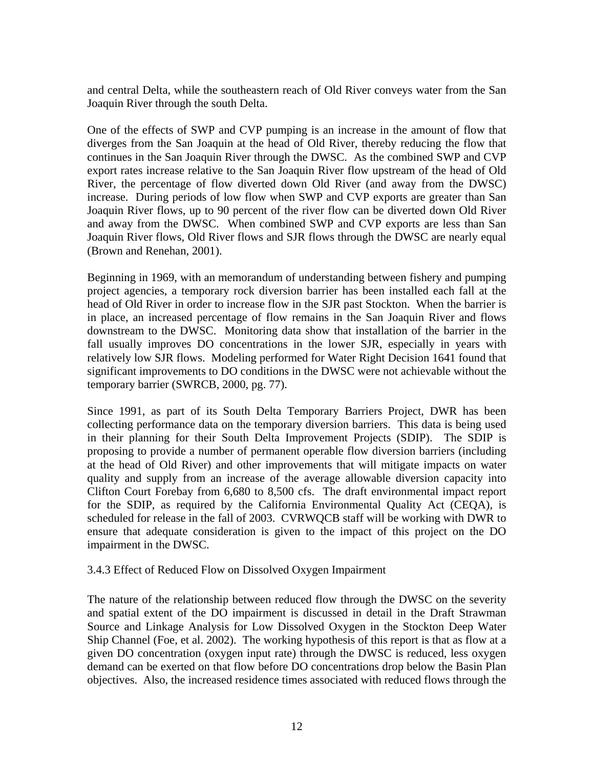and central Delta, while the southeastern reach of Old River conveys water from the San Joaquin River through the south Delta.

One of the effects of SWP and CVP pumping is an increase in the amount of flow that diverges from the San Joaquin at the head of Old River, thereby reducing the flow that continues in the San Joaquin River through the DWSC. As the combined SWP and CVP export rates increase relative to the San Joaquin River flow upstream of the head of Old River, the percentage of flow diverted down Old River (and away from the DWSC) increase. During periods of low flow when SWP and CVP exports are greater than San Joaquin River flows, up to 90 percent of the river flow can be diverted down Old River and away from the DWSC. When combined SWP and CVP exports are less than San Joaquin River flows, Old River flows and SJR flows through the DWSC are nearly equal (Brown and Renehan, 2001).

Beginning in 1969, with an memorandum of understanding between fishery and pumping project agencies, a temporary rock diversion barrier has been installed each fall at the head of Old River in order to increase flow in the SJR past Stockton. When the barrier is in place, an increased percentage of flow remains in the San Joaquin River and flows downstream to the DWSC. Monitoring data show that installation of the barrier in the fall usually improves DO concentrations in the lower SJR, especially in years with relatively low SJR flows. Modeling performed for Water Right Decision 1641 found that significant improvements to DO conditions in the DWSC were not achievable without the temporary barrier (SWRCB, 2000, pg. 77).

Since 1991, as part of its South Delta Temporary Barriers Project, DWR has been collecting performance data on the temporary diversion barriers. This data is being used in their planning for their South Delta Improvement Projects (SDIP). The SDIP is proposing to provide a number of permanent operable flow diversion barriers (including at the head of Old River) and other improvements that will mitigate impacts on water quality and supply from an increase of the average allowable diversion capacity into Clifton Court Forebay from 6,680 to 8,500 cfs. The draft environmental impact report for the SDIP, as required by the California Environmental Quality Act (CEQA), is scheduled for release in the fall of 2003. CVRWQCB staff will be working with DWR to ensure that adequate consideration is given to the impact of this project on the DO impairment in the DWSC.

### 3.4.3 Effect of Reduced Flow on Dissolved Oxygen Impairment

The nature of the relationship between reduced flow through the DWSC on the severity and spatial extent of the DO impairment is discussed in detail in the Draft Strawman Source and Linkage Analysis for Low Dissolved Oxygen in the Stockton Deep Water Ship Channel (Foe, et al. 2002). The working hypothesis of this report is that as flow at a given DO concentration (oxygen input rate) through the DWSC is reduced, less oxygen demand can be exerted on that flow before DO concentrations drop below the Basin Plan objectives. Also, the increased residence times associated with reduced flows through the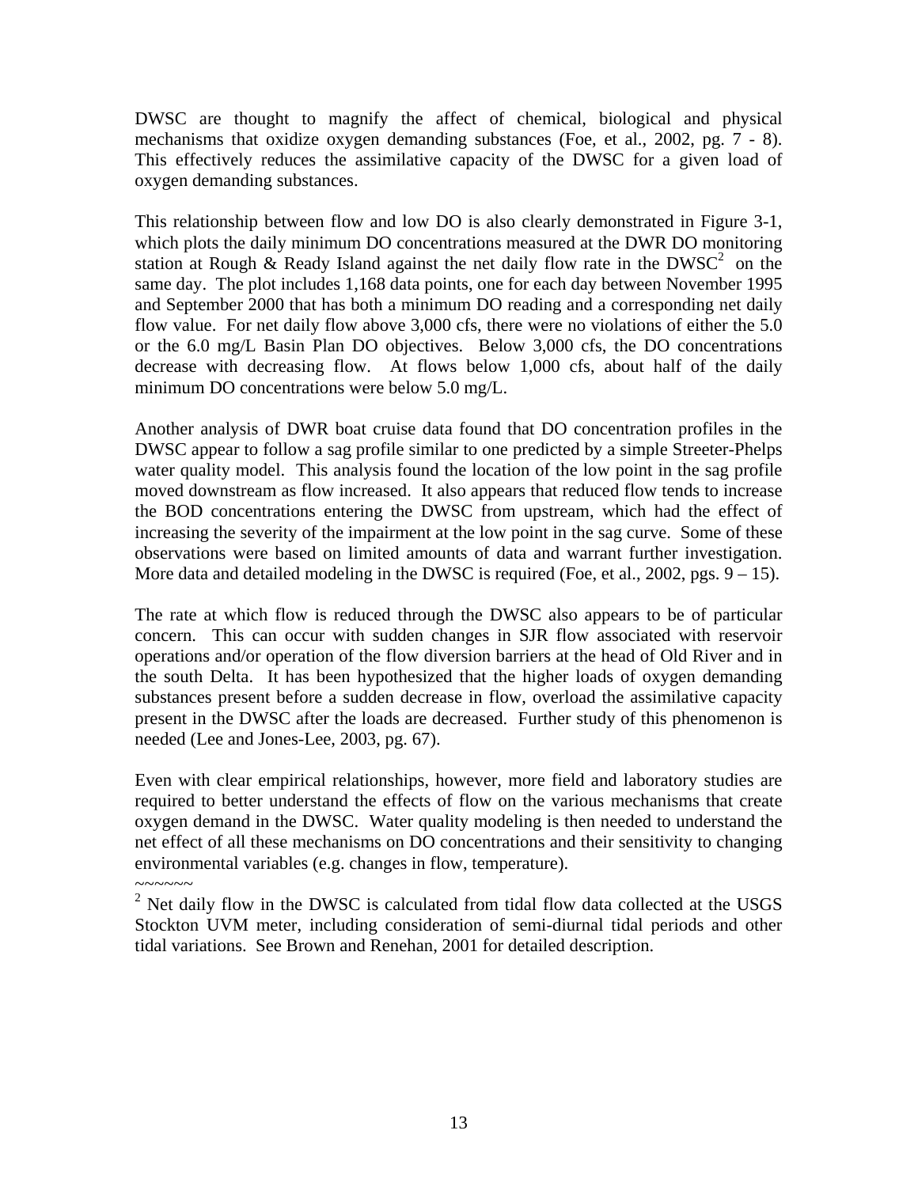DWSC are thought to magnify the affect of chemical, biological and physical mechanisms that oxidize oxygen demanding substances (Foe, et al., 2002, pg. 7 - 8). This effectively reduces the assimilative capacity of the DWSC for a given load of oxygen demanding substances.

This relationship between flow and low DO is also clearly demonstrated in Figure 3-1, which plots the daily minimum DO concentrations measured at the DWR DO monitoring station at Rough & Ready Island against the net daily flow rate in the DWSC[2] on the same day. The plot includes 1,168 data points, one for each day between November 1995 and September 2000 that has both a minimum DO reading and a corresponding net daily flow value. For net daily flow above 3,000 cfs, there were no violations of either the 5.0 or the 6.0 mg/L Basin Plan DO objectives. Below 3,000 cfs, the DO concentrations decrease with decreasing flow. At flows below 1,000 cfs, about half of the daily minimum DO concentrations were below 5.0 mg/L.

Another analysis of DWR boat cruise data found that DO concentration profiles in the DWSC appear to follow a sag profile similar to one predicted by a simple Streeter-Phelps water quality model. This analysis found the location of the low point in the sag profile moved downstream as flow increased. It also appears that reduced flow tends to increase the BOD concentrations entering the DWSC from upstream, which had the effect of increasing the severity of the impairment at the low point in the sag curve. Some of these observations were based on limited amounts of data and warrant further investigation. More data and detailed modeling in the DWSC is required (Foe, et al., 2002, pgs. 9 – 15).

The rate at which flow is reduced through the DWSC also appears to be of particular concern. This can occur with sudden changes in SJR flow associated with reservoir operations and/or operation of the flow diversion barriers at the head of Old River and in the south Delta. It has been hypothesized that the higher loads of oxygen demanding substances present before a sudden decrease in flow, overload the assimilative capacity present in the DWSC after the loads are decreased. Further study of this phenomenon is needed (Lee and Jones-Lee, 2003, pg. 67).

Even with clear empirical relationships, however, more field and laboratory studies are required to better understand the effects of flow on the various mechanisms that create oxygen demand in the DWSC. Water quality modeling is then needed to understand the net effect of all these mechanisms on DO concentrations and their sensitivity to changing environmental variables (e.g. changes in flow, temperature).

~~~~~~

[2] Net daily flow in the DWSC is calculated from tidal flow data collected at the USGS Stockton UVM meter, including consideration of semi-diurnal tidal periods and other tidal variations. See Brown and Renehan, 2001 for detailed description.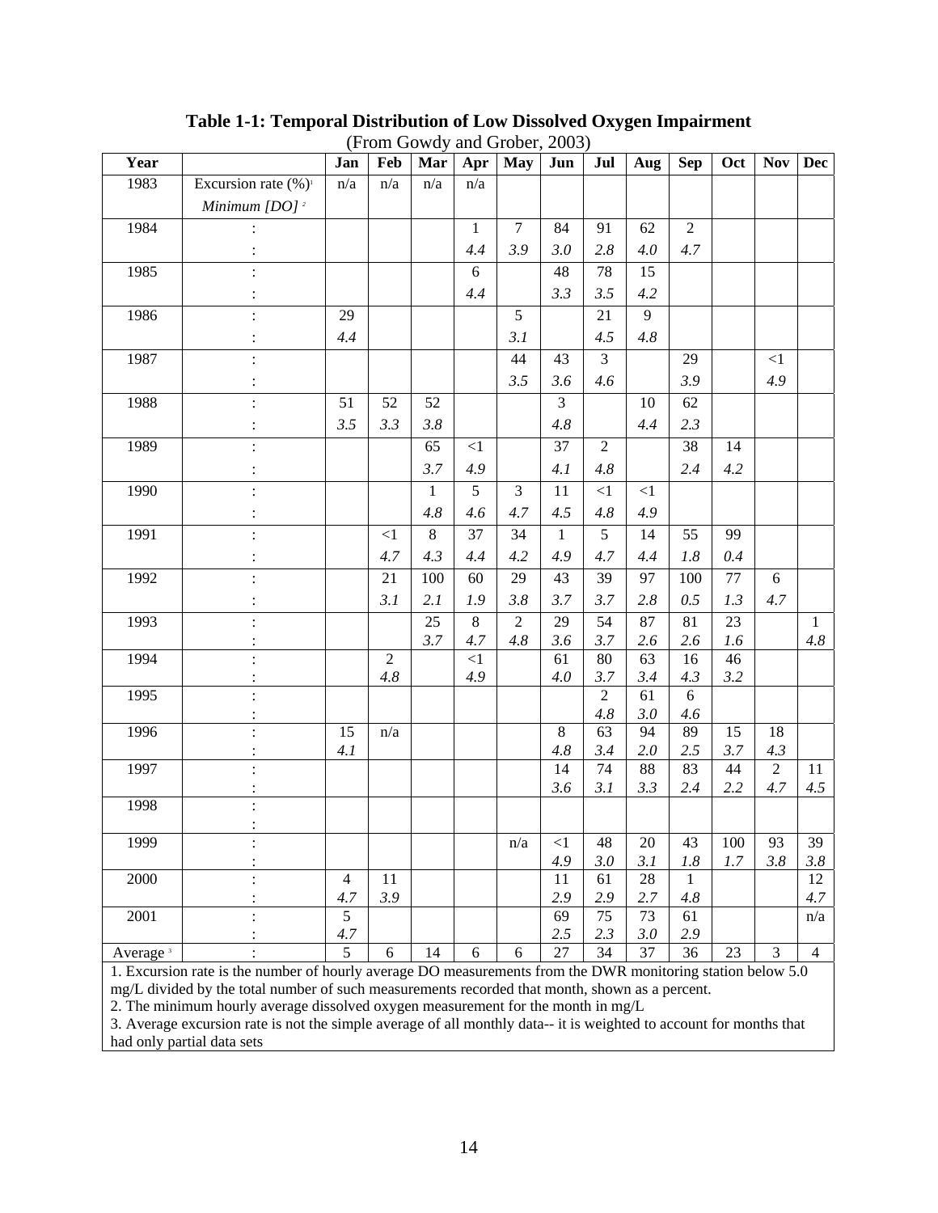**Table 1-1: Temporal Distribution of Low Dissolved Oxygen Impairment**

(From Gowdy and Grober, 2003)

| Year | | Jan | Feb | Mar | Apr | May | Jun | Jul | Aug | Sep | Oct | Nov | Dec |
|---|---|---|---|---|---|---|---|---|---|---|---|---|---|
| 1983 | Excursion rate (%)[1] | n/a | n/a | n/a | n/a | | | | | | | | |
| | *Minimum [DO]* [2] | | | | | | | | | | | | |
| 1984 | : | | | | 1 | 7 | 84 | 91 | 62 | 2 | | | |
| | : | | | | *4.4* | *3.9* | *3.0* | *2.8* | *4.0* | *4.7* | | | |
| 1985 | : | | | | 6 | | 48 | 78 | 15 | | | | |
| | : | | | | *4.4* | | *3.3* | *3.5* | *4.2* | | | | |
| 1986 | : | 29 | | | | 5 | | 21 | 9 | | | | |
| | : | *4.4* | | | | *3.1* | | *4.5* | *4.8* | | | | |
| 1987 | : | | | | | 44 | 43 | 3 | | 29 | | <1 | |
| | : | | | | | *3.5* | *3.6* | *4.6* | | *3.9* | | *4.9* | |
| 1988 | : | 51 | 52 | 52 | | | 3 | | 10 | 62 | | | |
| | : | *3.5* | *3.3* | *3.8* | | | *4.8* | | *4.4* | *2.3* | | | |
| 1989 | : | | | 65 | <1 | | 37 | 2 | | 38 | 14 | | |
| | : | | | *3.7* | *4.9* | | *4.1* | *4.8* | | *2.4* | *4.2* | | |
| 1990 | : | | | 1 | 5 | 3 | 11 | <1 | <1 | | | | |
| | : | | | *4.8* | *4.6* | *4.7* | *4.5* | *4.8* | *4.9* | | | | |
| 1991 | : | | <1 | 8 | 37 | 34 | 1 | 5 | 14 | 55 | 99 | | |
| | : | | *4.7* | *4.3* | *4.4* | *4.2* | *4.9* | *4.7* | *4.4* | *1.8* | *0.4* | | |
| 1992 | : | | 21 | 100 | 60 | 29 | 43 | 39 | 97 | 100 | 77 | 6 | |
| | : | | *3.1* | *2.1* | *1.9* | *3.8* | *3.7* | *3.7* | *2.8* | *0.5* | *1.3* | *4.7* | |
| 1993 | : | | | 25 | 8 | 2 | 29 | 54 | 87 | 81 | 23 | | 1 |
| | : | | | *3.7* | *4.7* | *4.8* | *3.6* | *3.7* | *2.6* | *2.6* | *1.6* | | *4.8* |
| 1994 | : | | 2 | | <1 | | 61 | 80 | 63 | 16 | 46 | | |
| | : | | *4.8* | | *4.9* | | *4.0* | *3.7* | *3.4* | *4.3* | *3.2* | | |
| 1995 | : | | | | | | | 2 | 61 | 6 | | | |
| | : | | | | | | | *4.8* | *3.0* | *4.6* | | | |
| 1996 | : | 15 | n/a | | | | 8 | 63 | 94 | 89 | 15 | 18 | |
| | : | *4.1* | | | | | *4.8* | *3.4* | *2.0* | *2.5* | *3.7* | *4.3* | |
| 1997 | : | | | | | | 14 | 74 | 88 | 83 | 44 | 2 | 11 |
| | : | | | | | | *3.6* | *3.1* | *3.3* | *2.4* | *2.2* | *4.7* | *4.5* |
| 1998 | : | | | | | | | | | | | | |
| | : | | | | | | | | | | | | |
| 1999 | : | | | | | n/a | <1 | 48 | 20 | 43 | 100 | 93 | 39 |
| | : | | | | | | *4.9* | *3.0* | *3.1* | *1.8* | *1.7* | *3.8* | *3.8* |
| 2000 | : | 4 | 11 | | | | 11 | 61 | 28 | 1 | | | 12 |
| | : | *4.7* | *3.9* | | | | *2.9* | *2.9* | *2.7* | *4.8* | | | *4.7* |
| 2001 | : | 5 | | | | | 69 | 75 | 73 | 61 | | | n/a |
| | : | *4.7* | | | | | *2.5* | *2.3* | *3.0* | *2.9* | | | |
| Average [3] | : | 5 | 6 | 14 | 6 | 6 | 27 | 34 | 37 | 36 | 23 | 3 | 4 |

1. Excursion rate is the number of hourly average DO measurements from the DWR monitoring station below 5.0 mg/L divided by the total number of such measurements recorded that month, shown as a percent.
2. The minimum hourly average dissolved oxygen measurement for the month in mg/L
3. Average excursion rate is not the simple average of all monthly data-- it is weighted to account for months that had only partial data sets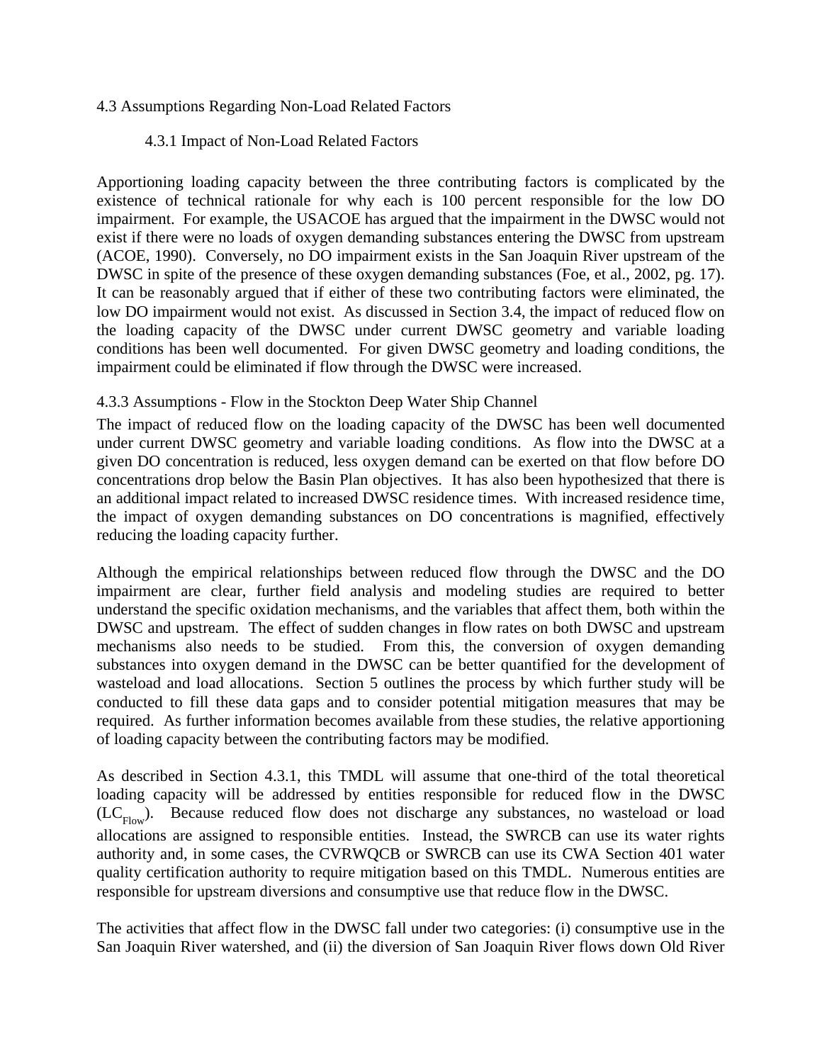## 4.3 Assumptions Regarding Non-Load Related Factors

### 4.3.1 Impact of Non-Load Related Factors

Apportioning loading capacity between the three contributing factors is complicated by the existence of technical rationale for why each is 100 percent responsible for the low DO impairment. For example, the USACOE has argued that the impairment in the DWSC would not exist if there were no loads of oxygen demanding substances entering the DWSC from upstream (ACOE, 1990). Conversely, no DO impairment exists in the San Joaquin River upstream of the DWSC in spite of the presence of these oxygen demanding substances (Foe, et al., 2002, pg. 17). It can be reasonably argued that if either of these two contributing factors were eliminated, the low DO impairment would not exist. As discussed in Section 3.4, the impact of reduced flow on the loading capacity of the DWSC under current DWSC geometry and variable loading conditions has been well documented. For given DWSC geometry and loading conditions, the impairment could be eliminated if flow through the DWSC were increased.

### 4.3.3 Assumptions - Flow in the Stockton Deep Water Ship Channel

The impact of reduced flow on the loading capacity of the DWSC has been well documented under current DWSC geometry and variable loading conditions. As flow into the DWSC at a given DO concentration is reduced, less oxygen demand can be exerted on that flow before DO concentrations drop below the Basin Plan objectives. It has also been hypothesized that there is an additional impact related to increased DWSC residence times. With increased residence time, the impact of oxygen demanding substances on DO concentrations is magnified, effectively reducing the loading capacity further.

Although the empirical relationships between reduced flow through the DWSC and the DO impairment are clear, further field analysis and modeling studies are required to better understand the specific oxidation mechanisms, and the variables that affect them, both within the DWSC and upstream. The effect of sudden changes in flow rates on both DWSC and upstream mechanisms also needs to be studied. From this, the conversion of oxygen demanding substances into oxygen demand in the DWSC can be better quantified for the development of wasteload and load allocations. Section 5 outlines the process by which further study will be conducted to fill these data gaps and to consider potential mitigation measures that may be required. As further information becomes available from these studies, the relative apportioning of loading capacity between the contributing factors may be modified.

As described in Section 4.3.1, this TMDL will assume that one-third of the total theoretical loading capacity will be addressed by entities responsible for reduced flow in the DWSC ($LC_{Flow}$). Because reduced flow does not discharge any substances, no wasteload or load allocations are assigned to responsible entities. Instead, the SWRCB can use its water rights authority and, in some cases, the CVRWQCB or SWRCB can use its CWA Section 401 water quality certification authority to require mitigation based on this TMDL. Numerous entities are responsible for upstream diversions and consumptive use that reduce flow in the DWSC.

The activities that affect flow in the DWSC fall under two categories: (i) consumptive use in the San Joaquin River watershed, and (ii) the diversion of San Joaquin River flows down Old River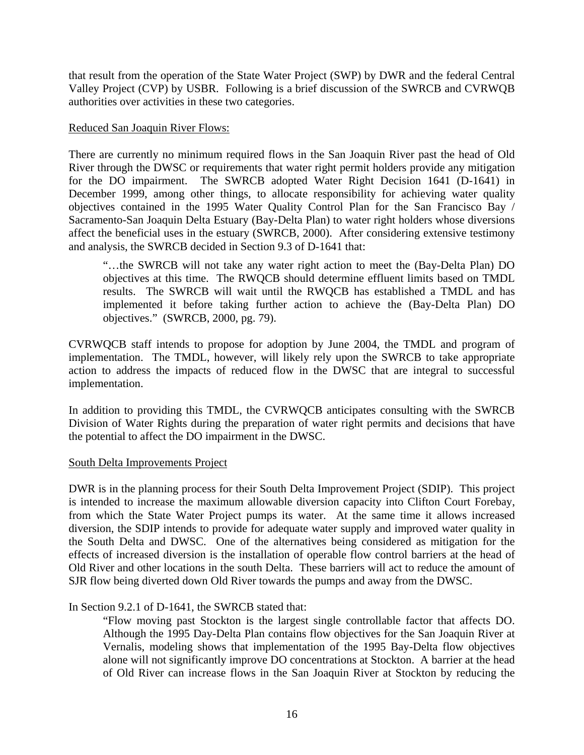that result from the operation of the State Water Project (SWP) by DWR and the federal Central Valley Project (CVP) by USBR. Following is a brief discussion of the SWRCB and CVRWQB authorities over activities in these two categories.

<u>Reduced San Joaquin River Flows:</u>

There are currently no minimum required flows in the San Joaquin River past the head of Old River through the DWSC or requirements that water right permit holders provide any mitigation for the DO impairment. The SWRCB adopted Water Right Decision 1641 (D-1641) in December 1999, among other things, to allocate responsibility for achieving water quality objectives contained in the 1995 Water Quality Control Plan for the San Francisco Bay / Sacramento-San Joaquin Delta Estuary (Bay-Delta Plan) to water right holders whose diversions affect the beneficial uses in the estuary (SWRCB, 2000). After considering extensive testimony and analysis, the SWRCB decided in Section 9.3 of D-1641 that:

> "…the SWRCB will not take any water right action to meet the (Bay-Delta Plan) DO objectives at this time. The RWQCB should determine effluent limits based on TMDL results. The SWRCB will wait until the RWQCB has established a TMDL and has implemented it before taking further action to achieve the (Bay-Delta Plan) DO objectives." (SWRCB, 2000, pg. 79).

CVRWQCB staff intends to propose for adoption by June 2004, the TMDL and program of implementation. The TMDL, however, will likely rely upon the SWRCB to take appropriate action to address the impacts of reduced flow in the DWSC that are integral to successful implementation.

In addition to providing this TMDL, the CVRWQCB anticipates consulting with the SWRCB Division of Water Rights during the preparation of water right permits and decisions that have the potential to affect the DO impairment in the DWSC.

<u>South Delta Improvements Project</u>

DWR is in the planning process for their South Delta Improvement Project (SDIP). This project is intended to increase the maximum allowable diversion capacity into Clifton Court Forebay, from which the State Water Project pumps its water. At the same time it allows increased diversion, the SDIP intends to provide for adequate water supply and improved water quality in the South Delta and DWSC. One of the alternatives being considered as mitigation for the effects of increased diversion is the installation of operable flow control barriers at the head of Old River and other locations in the south Delta. These barriers will act to reduce the amount of SJR flow being diverted down Old River towards the pumps and away from the DWSC.

In Section 9.2.1 of D-1641, the SWRCB stated that:

> "Flow moving past Stockton is the largest single controllable factor that affects DO. Although the 1995 Day-Delta Plan contains flow objectives for the San Joaquin River at Vernalis, modeling shows that implementation of the 1995 Bay-Delta flow objectives alone will not significantly improve DO concentrations at Stockton. A barrier at the head of Old River can increase flows in the San Joaquin River at Stockton by reducing the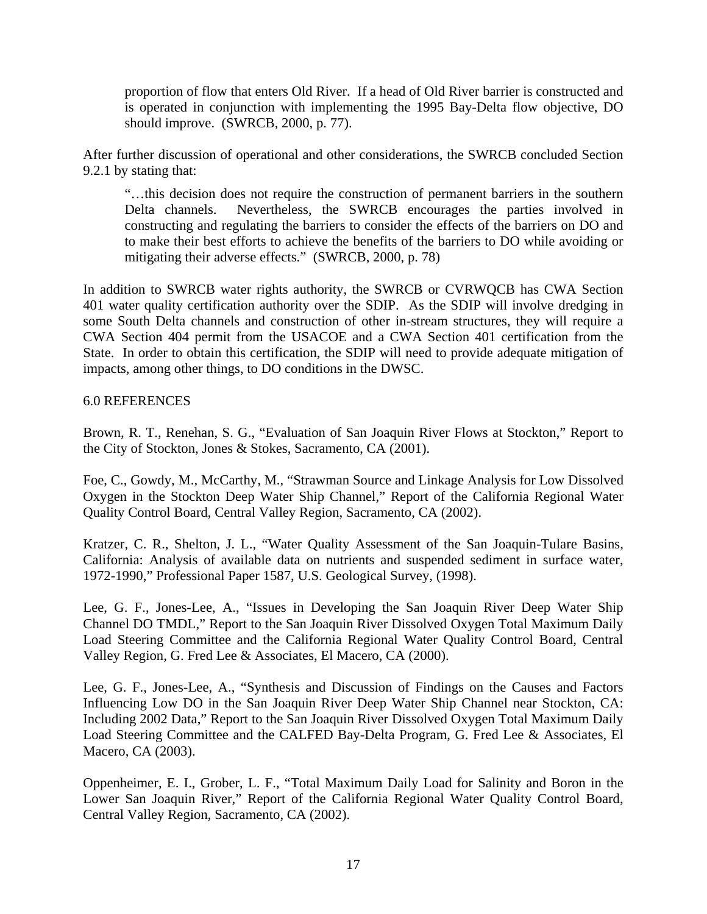> proportion of flow that enters Old River. If a head of Old River barrier is constructed and is operated in conjunction with implementing the 1995 Bay-Delta flow objective, DO should improve. (SWRCB, 2000, p. 77).

After further discussion of operational and other considerations, the SWRCB concluded Section 9.2.1 by stating that:

> "…this decision does not require the construction of permanent barriers in the southern Delta channels. Nevertheless, the SWRCB encourages the parties involved in constructing and regulating the barriers to consider the effects of the barriers on DO and to make their best efforts to achieve the benefits of the barriers to DO while avoiding or mitigating their adverse effects." (SWRCB, 2000, p. 78)

In addition to SWRCB water rights authority, the SWRCB or CVRWQCB has CWA Section 401 water quality certification authority over the SDIP. As the SDIP will involve dredging in some South Delta channels and construction of other in-stream structures, they will require a CWA Section 404 permit from the USACOE and a CWA Section 401 certification from the State. In order to obtain this certification, the SDIP will need to provide adequate mitigation of impacts, among other things, to DO conditions in the DWSC.

## 6.0 REFERENCES

Brown, R. T., Renehan, S. G., "Evaluation of San Joaquin River Flows at Stockton," Report to the City of Stockton, Jones & Stokes, Sacramento, CA (2001).

Foe, C., Gowdy, M., McCarthy, M., "Strawman Source and Linkage Analysis for Low Dissolved Oxygen in the Stockton Deep Water Ship Channel," Report of the California Regional Water Quality Control Board, Central Valley Region, Sacramento, CA (2002).

Kratzer, C. R., Shelton, J. L., "Water Quality Assessment of the San Joaquin-Tulare Basins, California: Analysis of available data on nutrients and suspended sediment in surface water, 1972-1990," Professional Paper 1587, U.S. Geological Survey, (1998).

Lee, G. F., Jones-Lee, A., "Issues in Developing the San Joaquin River Deep Water Ship Channel DO TMDL," Report to the San Joaquin River Dissolved Oxygen Total Maximum Daily Load Steering Committee and the California Regional Water Quality Control Board, Central Valley Region, G. Fred Lee & Associates, El Macero, CA (2000).

Lee, G. F., Jones-Lee, A., "Synthesis and Discussion of Findings on the Causes and Factors Influencing Low DO in the San Joaquin River Deep Water Ship Channel near Stockton, CA: Including 2002 Data," Report to the San Joaquin River Dissolved Oxygen Total Maximum Daily Load Steering Committee and the CALFED Bay-Delta Program, G. Fred Lee & Associates, El Macero, CA (2003).

Oppenheimer, E. I., Grober, L. F., "Total Maximum Daily Load for Salinity and Boron in the Lower San Joaquin River," Report of the California Regional Water Quality Control Board, Central Valley Region, Sacramento, CA (2002).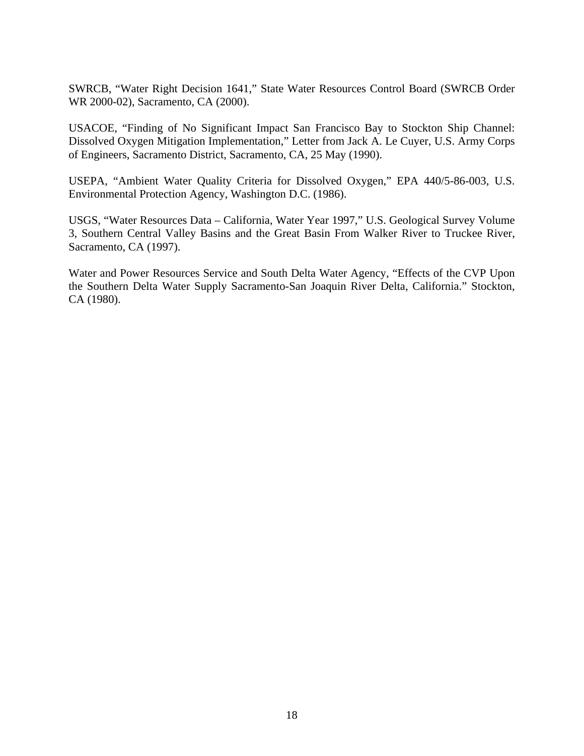SWRCB, “Water Right Decision 1641,” State Water Resources Control Board (SWRCB Order WR 2000-02), Sacramento, CA (2000).

USACOE, “Finding of No Significant Impact San Francisco Bay to Stockton Ship Channel: Dissolved Oxygen Mitigation Implementation,” Letter from Jack A. Le Cuyer, U.S. Army Corps of Engineers, Sacramento District, Sacramento, CA, 25 May (1990).

USEPA, “Ambient Water Quality Criteria for Dissolved Oxygen,” EPA 440/5-86-003, U.S. Environmental Protection Agency, Washington D.C. (1986).

USGS, “Water Resources Data – California, Water Year 1997,” U.S. Geological Survey Volume 3, Southern Central Valley Basins and the Great Basin From Walker River to Truckee River, Sacramento, CA (1997).

Water and Power Resources Service and South Delta Water Agency, “Effects of the CVP Upon the Southern Delta Water Supply Sacramento-San Joaquin River Delta, California.” Stockton, CA (1980).